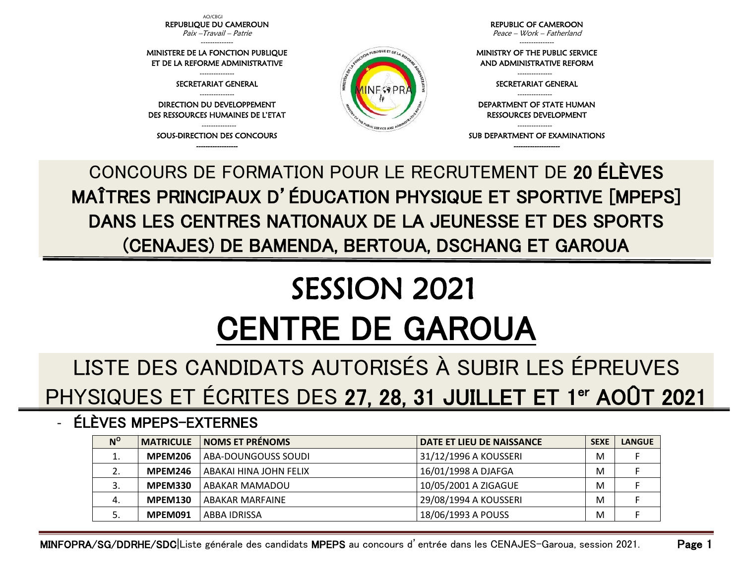AO/CBGI

REPUBLIQUE DU CAMEROUN
*Paix –Travail – Patrie*

MINISTERE DE LA FONCTION PUBLIQUE ET DE LA REFORME ADMINISTRATIVE

SECRETARIAT GENERAL

DIRECTION DU DEVELOPPEMENT DES RESSOURCES HUMAINES DE L'ETAT

SOUS-DIRECTION DES CONCOURS

REPUBLIC OF CAMEROON
*Peace – Work – Fatherland*

MINISTRY OF THE PUBLIC SERVICE AND ADMINISTRATIVE REFORM

SECRETARIAT GENERAL

DEPARTMENT OF STATE HUMAN RESSOURCES DEVELOPMENT

SUB DEPARTMENT OF EXAMINATIONS

# CONCOURS DE FORMATION POUR LE RECRUTEMENT DE **20 ÉLÈVES MAÎTRES PRINCIPAUX D'ÉDUCATION PHYSIQUE ET SPORTIVE [MPEPS] DANS LES CENTRES NATIONAUX DE LA JEUNESSE ET DES SPORTS (CENAJES) DE BAMENDA, BERTOUA, DSCHANG ET GAROUA**

# SESSION 2021

# CENTRE DE GAROUA

## LISTE DES CANDIDATS AUTORISÉS À SUBIR LES ÉPREUVES PHYSIQUES ET ÉCRITES DES **27, 28, 31 JUILLET ET 1er AOÛT 2021**

### - ÉLÈVES MPEPS-EXTERNES

| N° | MATRICULE | NOMS ET PRÉNOMS | DATE ET LIEU DE NAISSANCE | SEXE | LANGUE |
|---|---|---|---|---|---|
| 1. | **MPEM206** | ABA-DOUNGOUSS SOUDI | 31/12/1996 A KOUSSERI | M | F |
| 2. | **MPEM246** | ABAKAI HINA JOHN FELIX | 16/01/1998 A DJAFGA | M | F |
| 3. | **MPEM330** | ABAKAR MAMADOU | 10/05/2001 A ZIGAGUE | M | F |
| 4. | **MPEM130** | ABAKAR MARFAINE | 29/08/1994 A KOUSSERI | M | F |
| 5. | **MPEM091** | ABBA IDRISSA | 18/06/1993 A POUSS | M | F |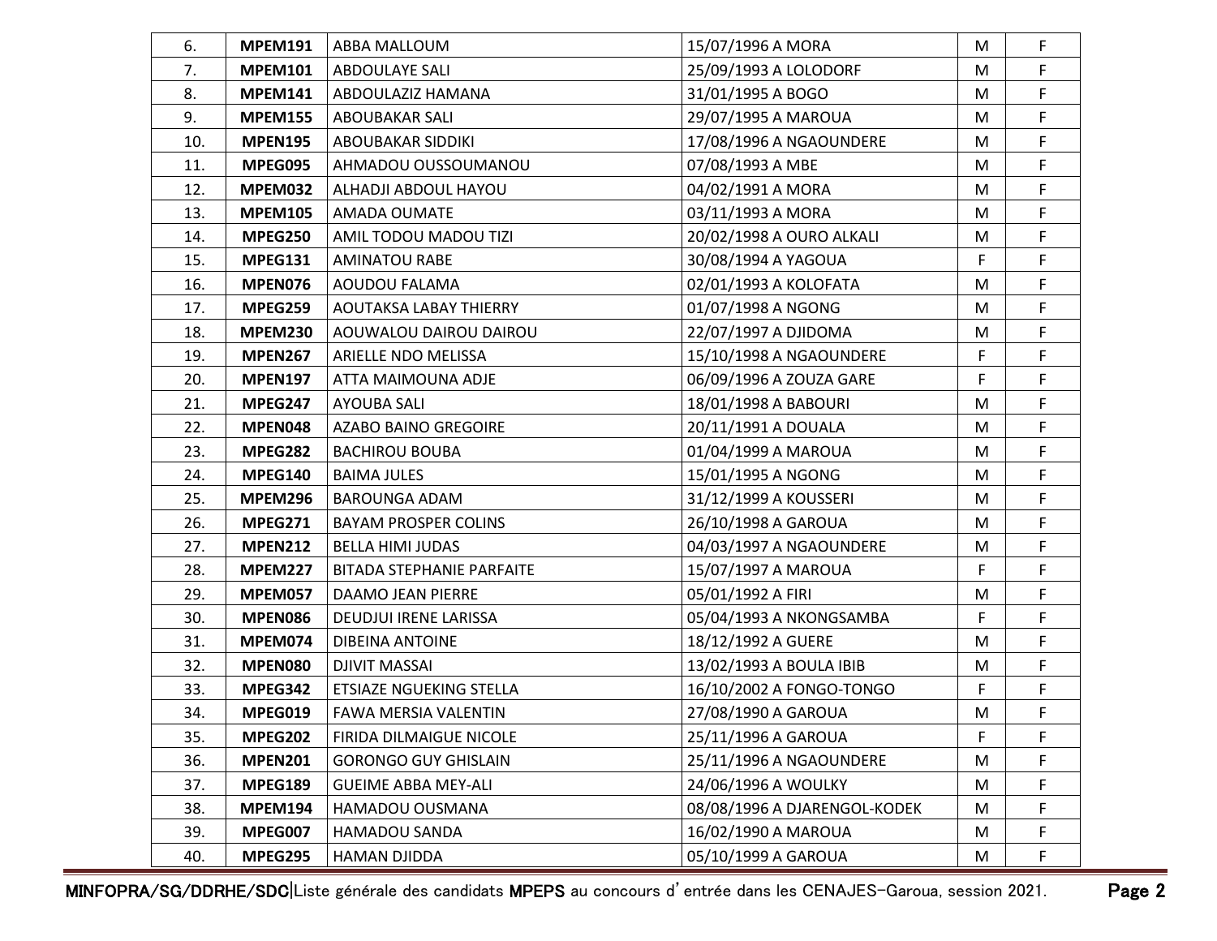| | | | | | |
|---|---|---|---|---|---|
| 6. | **MPEM191** | ABBA MALLOUM | 15/07/1996 A MORA | M | F |
| 7. | **MPEM101** | ABDOULAYE SALI | 25/09/1993 A LOLODORF | M | F |
| 8. | **MPEM141** | ABDOULAZIZ HAMANA | 31/01/1995 A BOGO | M | F |
| 9. | **MPEM155** | ABOUBAKAR SALI | 29/07/1995 A MAROUA | M | F |
| 10. | **MPEN195** | ABOUBAKAR SIDDIKI | 17/08/1996 A NGAOUNDERE | M | F |
| 11. | **MPEG095** | AHMADOU OUSSOUMANOU | 07/08/1993 A MBE | M | F |
| 12. | **MPEM032** | ALHADJI ABDOUL HAYOU | 04/02/1991 A MORA | M | F |
| 13. | **MPEM105** | AMADA OUMATE | 03/11/1993 A MORA | M | F |
| 14. | **MPEG250** | AMIL TODOU MADOU TIZI | 20/02/1998 A OURO ALKALI | M | F |
| 15. | **MPEG131** | AMINATOU RABE | 30/08/1994 A YAGOUA | F | F |
| 16. | **MPEN076** | AOUDOU FALAMA | 02/01/1993 A KOLOFATA | M | F |
| 17. | **MPEG259** | AOUTAKSA LABAY THIERRY | 01/07/1998 A NGONG | M | F |
| 18. | **MPEM230** | AOUWALOU DAIROU DAIROU | 22/07/1997 A DJIDOMA | M | F |
| 19. | **MPEN267** | ARIELLE NDO MELISSA | 15/10/1998 A NGAOUNDERE | F | F |
| 20. | **MPEN197** | ATTA MAIMOUNA ADJE | 06/09/1996 A ZOUZA GARE | F | F |
| 21. | **MPEG247** | AYOUBA SALI | 18/01/1998 A BABOURI | M | F |
| 22. | **MPEN048** | AZABO BAINO GREGOIRE | 20/11/1991 A DOUALA | M | F |
| 23. | **MPEG282** | BACHIROU BOUBA | 01/04/1999 A MAROUA | M | F |
| 24. | **MPEG140** | BAIMA JULES | 15/01/1995 A NGONG | M | F |
| 25. | **MPEM296** | BAROUNGA ADAM | 31/12/1999 A KOUSSERI | M | F |
| 26. | **MPEG271** | BAYAM PROSPER COLINS | 26/10/1998 A GAROUA | M | F |
| 27. | **MPEN212** | BELLA HIMI JUDAS | 04/03/1997 A NGAOUNDERE | M | F |
| 28. | **MPEM227** | BITADA STEPHANIE PARFAITE | 15/07/1997 A MAROUA | F | F |
| 29. | **MPEM057** | DAAMO JEAN PIERRE | 05/01/1992 A FIRI | M | F |
| 30. | **MPEN086** | DEUDJUI IRENE LARISSA | 05/04/1993 A NKONGSAMBA | F | F |
| 31. | **MPEM074** | DIBEINA ANTOINE | 18/12/1992 A GUERE | M | F |
| 32. | **MPEN080** | DJIVIT MASSAI | 13/02/1993 A BOULA IBIB | M | F |
| 33. | **MPEG342** | ETSIAZE NGUEKING STELLA | 16/10/2002 A FONGO-TONGO | F | F |
| 34. | **MPEG019** | FAWA MERSIA VALENTIN | 27/08/1990 A GAROUA | M | F |
| 35. | **MPEG202** | FIRIDA DILMAIGUE NICOLE | 25/11/1996 A GAROUA | F | F |
| 36. | **MPEN201** | GORONGO GUY GHISLAIN | 25/11/1996 A NGAOUNDERE | M | F |
| 37. | **MPEG189** | GUEIME ABBA MEY-ALI | 24/06/1996 A WOULKY | M | F |
| 38. | **MPEM194** | HAMADOU OUSMANA | 08/08/1996 A DJARENGOL-KODEK | M | F |
| 39. | **MPEG007** | HAMADOU SANDA | 16/02/1990 A MAROUA | M | F |
| 40. | **MPEG295** | HAMAN DJIDDA | 05/10/1999 A GAROUA | M | F |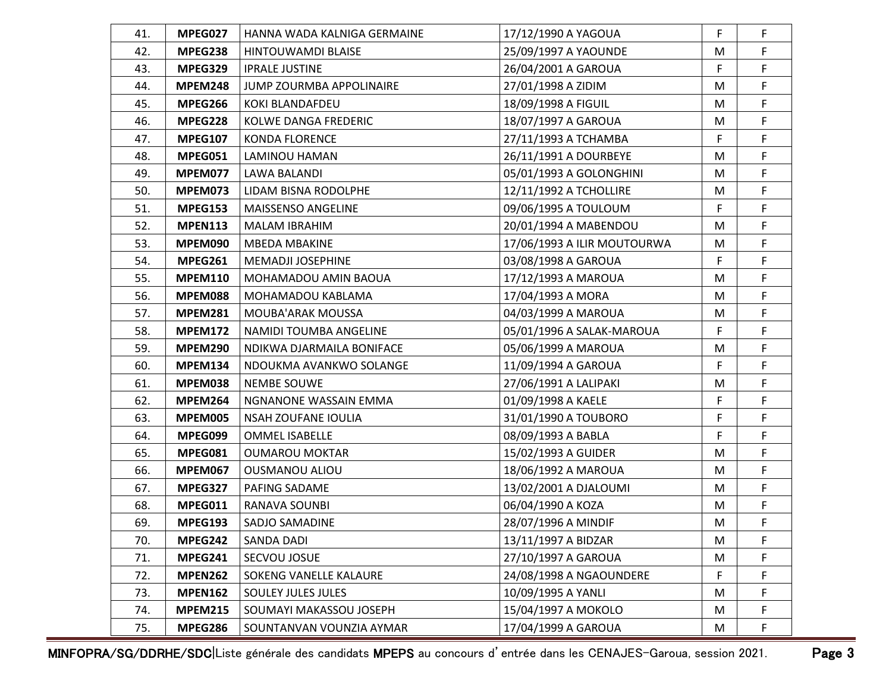| | | | | | |
|---|---|---|---|---|---|
| 41. | **MPEG027** | HANNA WADA KALNIGA GERMAINE | 17/12/1990 A YAGOUA | F | F |
| 42. | **MPEG238** | HINTOUWAMDI BLAISE | 25/09/1997 A YAOUNDE | M | F |
| 43. | **MPEG329** | IPRALE JUSTINE | 26/04/2001 A GAROUA | F | F |
| 44. | **MPEM248** | JUMP ZOURMBA APPOLINAIRE | 27/01/1998 A ZIDIM | M | F |
| 45. | **MPEG266** | KOKI BLANDAFDEU | 18/09/1998 A FIGUIL | M | F |
| 46. | **MPEG228** | KOLWE DANGA FREDERIC | 18/07/1997 A GAROUA | M | F |
| 47. | **MPEG107** | KONDA FLORENCE | 27/11/1993 A TCHAMBA | F | F |
| 48. | **MPEG051** | LAMINOU HAMAN | 26/11/1991 A DOURBEYE | M | F |
| 49. | **MPEM077** | LAWA BALANDI | 05/01/1993 A GOLONGHINI | M | F |
| 50. | **MPEM073** | LIDAM BISNA RODOLPHE | 12/11/1992 A TCHOLLIRE | M | F |
| 51. | **MPEG153** | MAISSENSO ANGELINE | 09/06/1995 A TOULOUM | F | F |
| 52. | **MPEN113** | MALAM IBRAHIM | 20/01/1994 A MABENDOU | M | F |
| 53. | **MPEM090** | MBEDA MBAKINE | 17/06/1993 A ILIR MOUTOURWA | M | F |
| 54. | **MPEG261** | MEMADJI JOSEPHINE | 03/08/1998 A GAROUA | F | F |
| 55. | **MPEM110** | MOHAMADOU AMIN BAOUA | 17/12/1993 A MAROUA | M | F |
| 56. | **MPEM088** | MOHAMADOU KABLAMA | 17/04/1993 A MORA | M | F |
| 57. | **MPEM281** | MOUBA'ARAK MOUSSA | 04/03/1999 A MAROUA | M | F |
| 58. | **MPEM172** | NAMIDI TOUMBA ANGELINE | 05/01/1996 A SALAK-MAROUA | F | F |
| 59. | **MPEM290** | NDIKWA DJARMAILA BONIFACE | 05/06/1999 A MAROUA | M | F |
| 60. | **MPEM134** | NDOUKMA AVANKWO SOLANGE | 11/09/1994 A GAROUA | F | F |
| 61. | **MPEM038** | NEMBE SOUWE | 27/06/1991 A LALIPAKI | M | F |
| 62. | **MPEM264** | NGNANONE WASSAIN EMMA | 01/09/1998 A KAELE | F | F |
| 63. | **MPEM005** | NSAH ZOUFANE IOULIA | 31/01/1990 A TOUBORO | F | F |
| 64. | **MPEG099** | OMMEL ISABELLE | 08/09/1993 A BABLA | F | F |
| 65. | **MPEG081** | OUMAROU MOKTAR | 15/02/1993 A GUIDER | M | F |
| 66. | **MPEM067** | OUSMANOU ALIOU | 18/06/1992 A MAROUA | M | F |
| 67. | **MPEG327** | PAFING SADAME | 13/02/2001 A DJALOUMI | M | F |
| 68. | **MPEG011** | RANAVA SOUNBI | 06/04/1990 A KOZA | M | F |
| 69. | **MPEG193** | SADJO SAMADINE | 28/07/1996 A MINDIF | M | F |
| 70. | **MPEG242** | SANDA DADI | 13/11/1997 A BIDZAR | M | F |
| 71. | **MPEG241** | SECVOU JOSUE | 27/10/1997 A GAROUA | M | F |
| 72. | **MPEN262** | SOKENG VANELLE KALAURE | 24/08/1998 A NGAOUNDERE | F | F |
| 73. | **MPEN162** | SOULEY JULES JULES | 10/09/1995 A YANLI | M | F |
| 74. | **MPEM215** | SOUMAYI MAKASSOU JOSEPH | 15/04/1997 A MOKOLO | M | F |
| 75. | **MPEG286** | SOUNTANVAN VOUNZIA AYMAR | 17/04/1999 A GAROUA | M | F |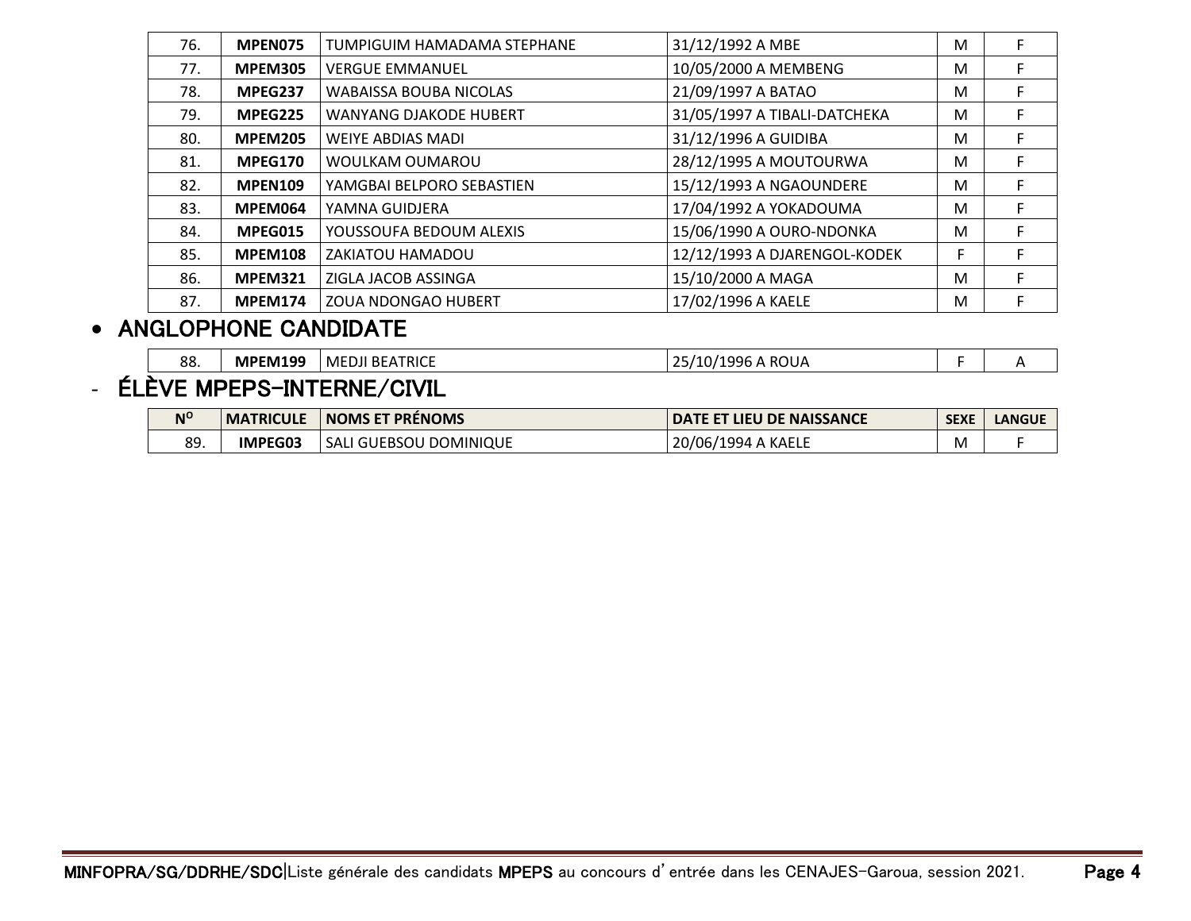| | | | | | |
|---|---|---|---|---|---|
| 76. | **MPEN075** | TUMPIGUIM HAMADAMA STEPHANE | 31/12/1992 A MBE | M | F |
| 77. | **MPEM305** | VERGUE EMMANUEL | 10/05/2000 A MEMBENG | M | F |
| 78. | **MPEG237** | WABAISSA BOUBA NICOLAS | 21/09/1997 A BATAO | M | F |
| 79. | **MPEG225** | WANYANG DJAKODE HUBERT | 31/05/1997 A TIBALI-DATCHEKA | M | F |
| 80. | **MPEM205** | WEIYE ABDIAS MADI | 31/12/1996 A GUIDIBA | M | F |
| 81. | **MPEG170** | WOULKAM OUMAROU | 28/12/1995 A MOUTOURWA | M | F |
| 82. | **MPEN109** | YAMGBAI BELPORO SEBASTIEN | 15/12/1993 A NGAOUNDERE | M | F |
| 83. | **MPEM064** | YAMNA GUIDJERA | 17/04/1992 A YOKADOUMA | M | F |
| 84. | **MPEG015** | YOUSSOUFA BEDOUM ALEXIS | 15/06/1990 A OURO-NDONKA | M | F |
| 85. | **MPEM108** | ZAKIATOU HAMADOU | 12/12/1993 A DJARENGOL-KODEK | F | F |
| 86. | **MPEM321** | ZIGLA JACOB ASSINGA | 15/10/2000 A MAGA | M | F |
| 87. | **MPEM174** | ZOUA NDONGAO HUBERT | 17/02/1996 A KAELE | M | F |

- **ANGLOPHONE CANDIDATE**

| | | | | | |
|---|---|---|---|---|---|
| 88. | **MPEM199** | MEDJI BEATRICE | 25/10/1996 A ROUA | F | A |

- **ÉLÈVE MPEPS-INTERNE/CIVIL**

| N° | MATRICULE | NOMS ET PRÉNOMS | DATE ET LIEU DE NAISSANCE | SEXE | LANGUE |
|---|---|---|---|---|---|
| 89. | **IMPEG03** | SALI GUEBSOU DOMINIQUE | 20/06/1994 A KAELE | M | F |